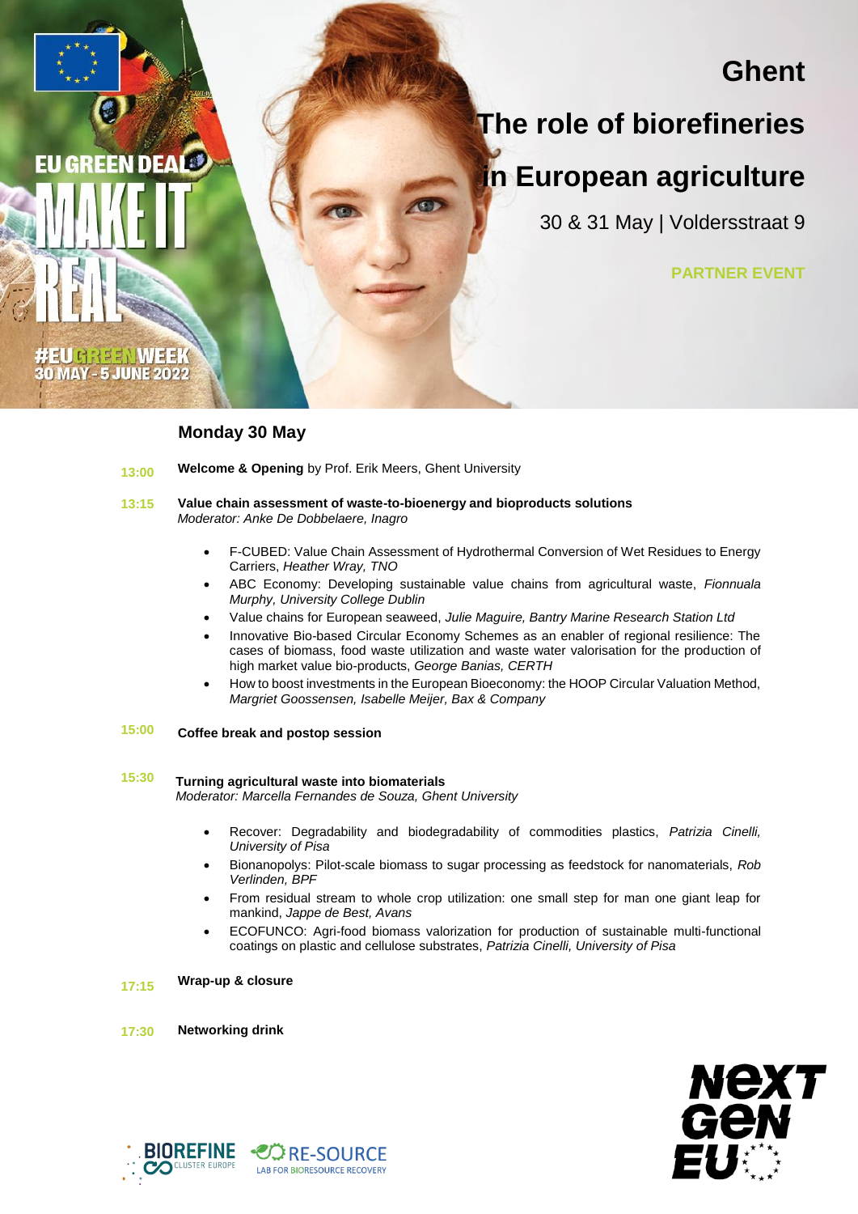EU GREEN DEAL

MAKE IT REAL

#EUGREENWEEK
30 MAY - 5 JUNE 2022

# Ghent

# The role of biorefineries in European agriculture

30 & 31 May | Voldersstraat 9

**PARTNER EVENT**

## Monday 30 May

**13:00** **Welcome & Opening** by Prof. Erik Meers, Ghent University

**13:15** **Value chain assessment of waste-to-bioenergy and bioproducts solutions**
*Moderator: Anke De Dobbelaere, Inagro*

- F-CUBED: Value Chain Assessment of Hydrothermal Conversion of Wet Residues to Energy Carriers, *Heather Wray, TNO*
- ABC Economy: Developing sustainable value chains from agricultural waste, *Fionnuala Murphy, University College Dublin*
- Value chains for European seaweed, *Julie Maguire, Bantry Marine Research Station Ltd*
- Innovative Bio-based Circular Economy Schemes as an enabler of regional resilience: The cases of biomass, food waste utilization and waste water valorisation for the production of high market value bio-products, *George Banias, CERTH*
- How to boost investments in the European Bioeconomy: the HOOP Circular Valuation Method, *Margriet Goossensen, Isabelle Meijer, Bax & Company*

**15:00** **Coffee break and postop session**

**15:30** **Turning agricultural waste into biomaterials**
*Moderator: Marcella Fernandes de Souza, Ghent University*

- Recover: Degradability and biodegradability of commodities plastics, *Patrizia Cinelli, University of Pisa*
- Bionanopolys: Pilot-scale biomass to sugar processing as feedstock for nanomaterials, *Rob Verlinden, BPF*
- From residual stream to whole crop utilization: one small step for man one giant leap for mankind, *Jappe de Best, Avans*
- ECOFUNCO: Agri-food biomass valorization for production of sustainable multi-functional coatings on plastic and cellulose substrates, *Patrizia Cinelli, University of Pisa*

**17:15** **Wrap-up & closure**

**17:30** **Networking drink**

BIOREFINE CLUSTER EUROPE

RE-SOURCE LAB FOR BIORESOURCE RECOVERY

NEXT GEN EU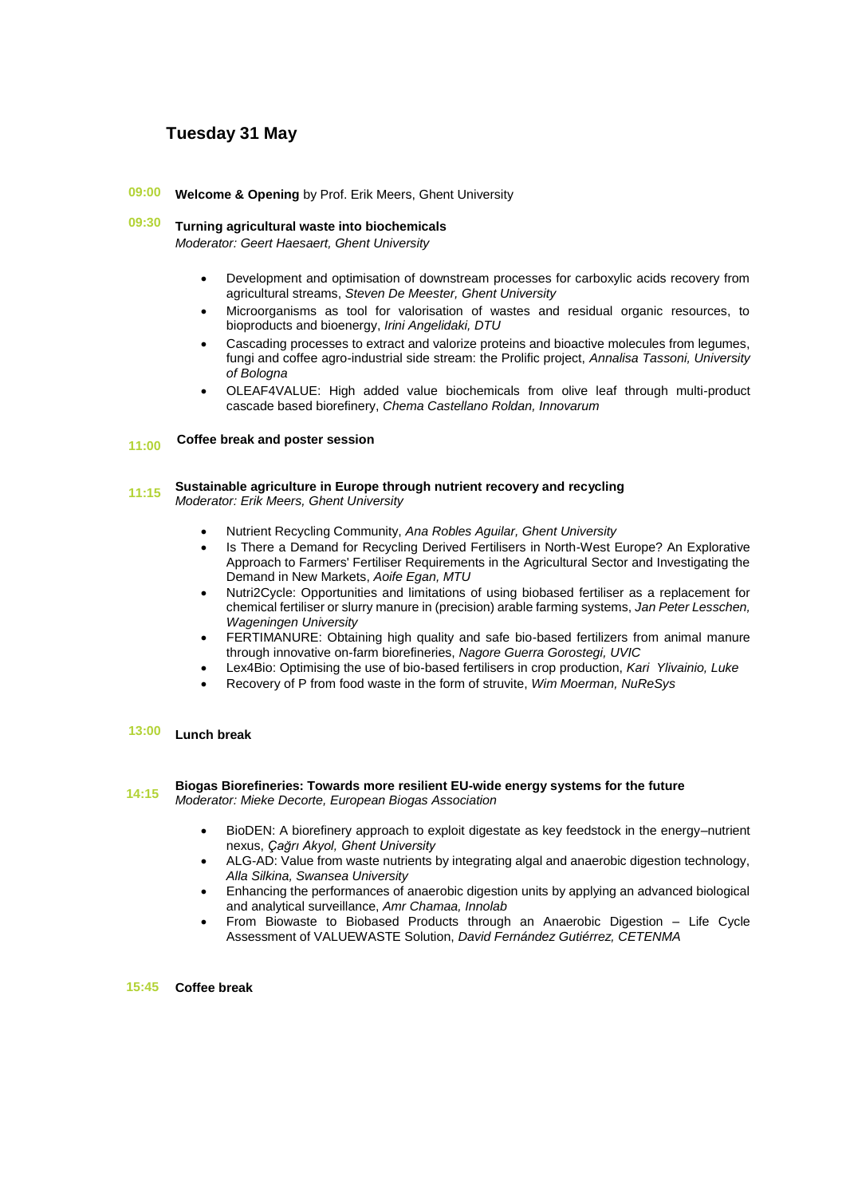## Tuesday 31 May

**09:00** **Welcome & Opening** by Prof. Erik Meers, Ghent University

**09:30** **Turning agricultural waste into biochemicals**
*Moderator: Geert Haesaert, Ghent University*

- Development and optimisation of downstream processes for carboxylic acids recovery from agricultural streams, *Steven De Meester, Ghent University*
- Microorganisms as tool for valorisation of wastes and residual organic resources, to bioproducts and bioenergy, *Irini Angelidaki, DTU*
- Cascading processes to extract and valorize proteins and bioactive molecules from legumes, fungi and coffee agro-industrial side stream: the Prolific project, *Annalisa Tassoni, University of Bologna*
- OLEAF4VALUE: High added value biochemicals from olive leaf through multi-product cascade based biorefinery, *Chema Castellano Roldan, Innovarum*

**11:00** **Coffee break and poster session**

**11:15** **Sustainable agriculture in Europe through nutrient recovery and recycling**
*Moderator: Erik Meers, Ghent University*

- Nutrient Recycling Community, *Ana Robles Aguilar, Ghent University*
- Is There a Demand for Recycling Derived Fertilisers in North-West Europe? An Explorative Approach to Farmers' Fertiliser Requirements in the Agricultural Sector and Investigating the Demand in New Markets, *Aoife Egan, MTU*
- Nutri2Cycle: Opportunities and limitations of using biobased fertiliser as a replacement for chemical fertiliser or slurry manure in (precision) arable farming systems, *Jan Peter Lesschen, Wageningen University*
- FERTIMANURE: Obtaining high quality and safe bio-based fertilizers from animal manure through innovative on-farm biorefineries, *Nagore Guerra Gorostegi, UVIC*
- Lex4Bio: Optimising the use of bio-based fertilisers in crop production, *Kari Ylivainio, Luke*
- Recovery of P from food waste in the form of struvite, *Wim Moerman, NuReSys*

**13:00** **Lunch break**

**14:15** **Biogas Biorefineries: Towards more resilient EU-wide energy systems for the future**
*Moderator: Mieke Decorte, European Biogas Association*

- BioDEN: A biorefinery approach to exploit digestate as key feedstock in the energy–nutrient nexus, *Çağrı Akyol, Ghent University*
- ALG-AD: Value from waste nutrients by integrating algal and anaerobic digestion technology, *Alla Silkina, Swansea University*
- Enhancing the performances of anaerobic digestion units by applying an advanced biological and analytical surveillance, *Amr Chamaa, Innolab*
- From Biowaste to Biobased Products through an Anaerobic Digestion – Life Cycle Assessment of VALUEWASTE Solution, *David Fernández Gutiérrez, CETENMA*

**15:45** **Coffee break**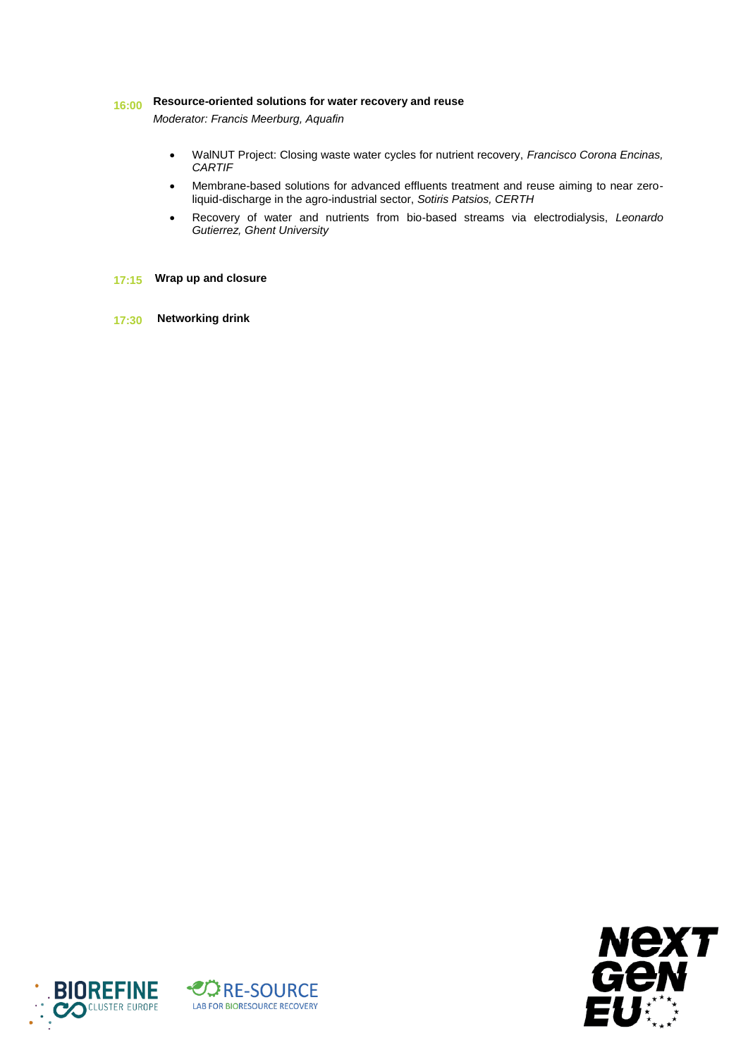**16:00** **Resource-oriented solutions for water recovery and reuse**

*Moderator: Francis Meerburg, Aquafin*

- WalNUT Project: Closing waste water cycles for nutrient recovery, *Francisco Corona Encinas, CARTIF*
- Membrane-based solutions for advanced effluents treatment and reuse aiming to near zero-liquid-discharge in the agro-industrial sector, *Sotiris Patsios, CERTH*
- Recovery of water and nutrients from bio-based streams via electrodialysis, *Leonardo Gutierrez, Ghent University*

**17:15** **Wrap up and closure**

**17:30** **Networking drink**

BIOREFINE CLUSTER EUROPE

RE-SOURCE LAB FOR BIORESOURCE RECOVERY

NEXT GEN EU